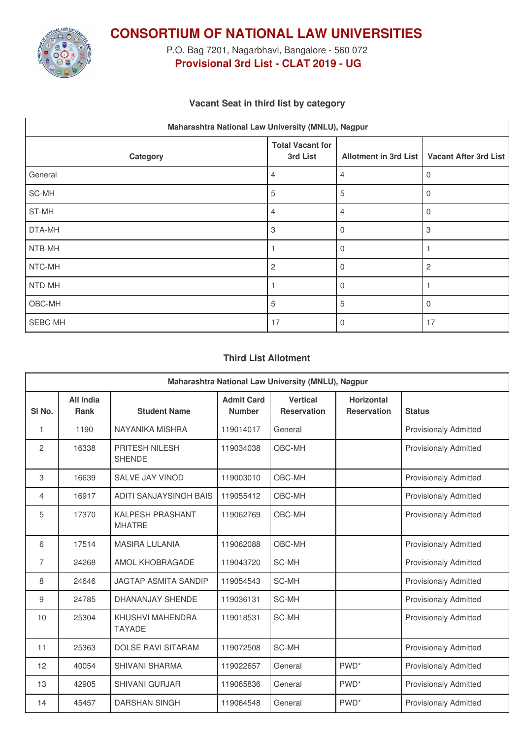# CONSORTIUM OF NATIONAL LAW UNIVERSITIES

P.O. Bag 7201, Nagarbhavi, Bangalore - 560 072

**Provisional 3rd List - CLAT 2019 - UG**

### Vacant Seat in third list by category

| Maharashtra National Law University (MNLU), Nagpur | | | |
|---|---|---|---|
| Category | Total Vacant for 3rd List | Allotment in 3rd List | Vacant After 3rd List |
| General | 4 | 4 | 0 |
| SC-MH | 5 | 5 | 0 |
| ST-MH | 4 | 4 | 0 |
| DTA-MH | 3 | 0 | 3 |
| NTB-MH | 1 | 0 | 1 |
| NTC-MH | 2 | 0 | 2 |
| NTD-MH | 1 | 0 | 1 |
| OBC-MH | 5 | 5 | 0 |
| SEBC-MH | 17 | 0 | 17 |

### Third List Allotment

| Maharashtra National Law University (MNLU), Nagpur | | | | | | |
|---|---|---|---|---|---|---|
| Sl No. | All India Rank | Student Name | Admit Card Number | Vertical Reservation | Horizontal Reservation | Status |
| 1 | 1190 | NAYANIKA MISHRA | 119014017 | General | | Provisionaly Admitted |
| 2 | 16338 | PRITESH NILESH SHENDE | 119034038 | OBC-MH | | Provisionaly Admitted |
| 3 | 16639 | SALVE JAY VINOD | 119003010 | OBC-MH | | Provisionaly Admitted |
| 4 | 16917 | ADITI SANJAYSINGH BAIS | 119055412 | OBC-MH | | Provisionaly Admitted |
| 5 | 17370 | KALPESH PRASHANT MHATRE | 119062769 | OBC-MH | | Provisionaly Admitted |
| 6 | 17514 | MASIRA LULANIA | 119062088 | OBC-MH | | Provisionaly Admitted |
| 7 | 24268 | AMOL KHOBRAGADE | 119043720 | SC-MH | | Provisionaly Admitted |
| 8 | 24646 | JAGTAP ASMITA SANDIP | 119054543 | SC-MH | | Provisionaly Admitted |
| 9 | 24785 | DHANANJAY SHENDE | 119036131 | SC-MH | | Provisionaly Admitted |
| 10 | 25304 | KHUSHVI MAHENDRA TAYADE | 119018531 | SC-MH | | Provisionaly Admitted |
| 11 | 25363 | DOLSE RAVI SITARAM | 119072508 | SC-MH | | Provisionaly Admitted |
| 12 | 40054 | SHIVANI SHARMA | 119022657 | General | PWD* | Provisionaly Admitted |
| 13 | 42905 | SHIVANI GURJAR | 119065836 | General | PWD* | Provisionaly Admitted |
| 14 | 45457 | DARSHAN SINGH | 119064548 | General | PWD* | Provisionaly Admitted |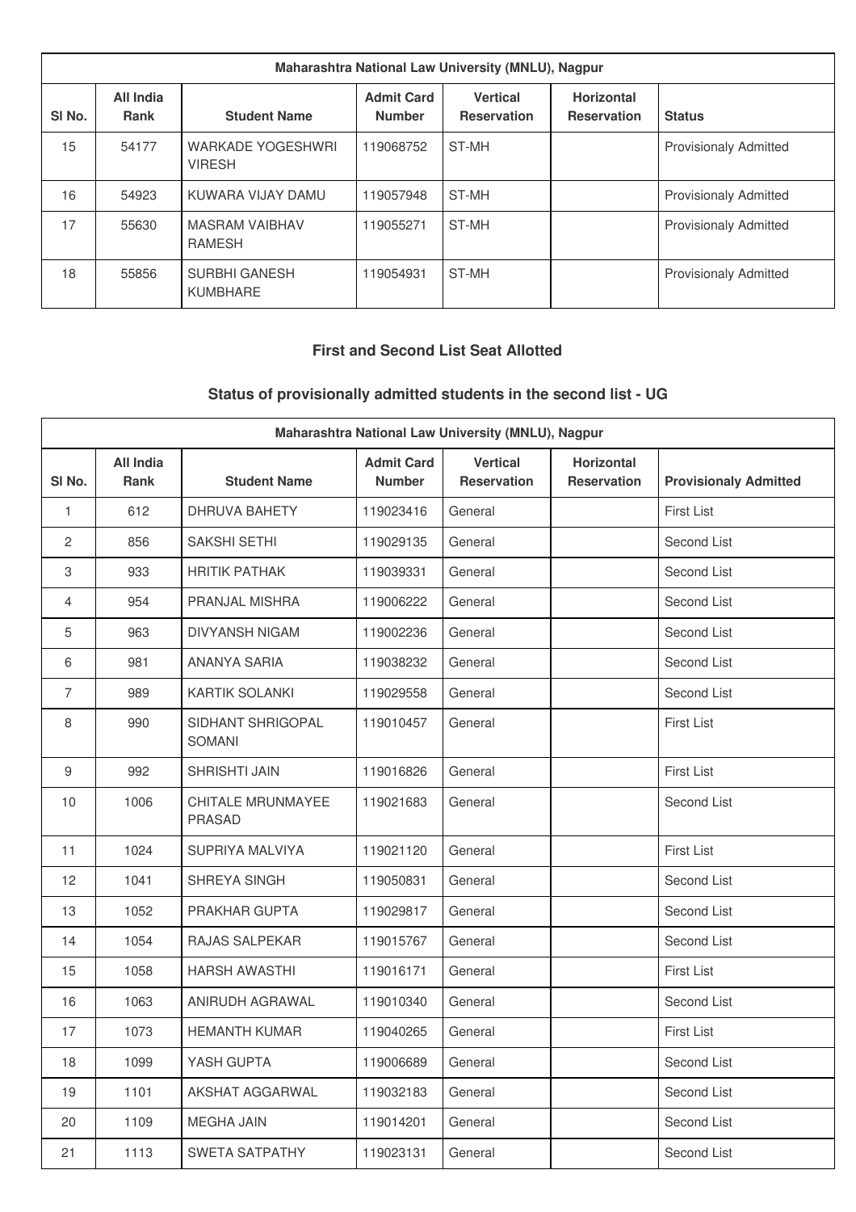| Maharashtra National Law University (MNLU), Nagpur | | | | | | |
|---|---|---|---|---|---|---|
| Sl No. | All India Rank | Student Name | Admit Card Number | Vertical Reservation | Horizontal Reservation | Status |
| 15 | 54177 | WARKADE YOGESHWRI VIRESH | 119068752 | ST-MH | | Provisionaly Admitted |
| 16 | 54923 | KUWARA VIJAY DAMU | 119057948 | ST-MH | | Provisionaly Admitted |
| 17 | 55630 | MASRAM VAIBHAV RAMESH | 119055271 | ST-MH | | Provisionaly Admitted |
| 18 | 55856 | SURBHI GANESH KUMBHARE | 119054931 | ST-MH | | Provisionaly Admitted |

### First and Second List Seat Allotted

### Status of provisionally admitted students in the second list - UG

| Maharashtra National Law University (MNLU), Nagpur | | | | | | |
|---|---|---|---|---|---|---|
| Sl No. | All India Rank | Student Name | Admit Card Number | Vertical Reservation | Horizontal Reservation | Provisionaly Admitted |
| 1 | 612 | DHRUVA BAHETY | 119023416 | General | | First List |
| 2 | 856 | SAKSHI SETHI | 119029135 | General | | Second List |
| 3 | 933 | HRITIK PATHAK | 119039331 | General | | Second List |
| 4 | 954 | PRANJAL MISHRA | 119006222 | General | | Second List |
| 5 | 963 | DIVYANSH NIGAM | 119002236 | General | | Second List |
| 6 | 981 | ANANYA SARIA | 119038232 | General | | Second List |
| 7 | 989 | KARTIK SOLANKI | 119029558 | General | | Second List |
| 8 | 990 | SIDHANT SHRIGOPAL SOMANI | 119010457 | General | | First List |
| 9 | 992 | SHRISHTI JAIN | 119016826 | General | | First List |
| 10 | 1006 | CHITALE MRUNMAYEE PRASAD | 119021683 | General | | Second List |
| 11 | 1024 | SUPRIYA MALVIYA | 119021120 | General | | First List |
| 12 | 1041 | SHREYA SINGH | 119050831 | General | | Second List |
| 13 | 1052 | PRAKHAR GUPTA | 119029817 | General | | Second List |
| 14 | 1054 | RAJAS SALPEKAR | 119015767 | General | | Second List |
| 15 | 1058 | HARSH AWASTHI | 119016171 | General | | First List |
| 16 | 1063 | ANIRUDH AGRAWAL | 119010340 | General | | Second List |
| 17 | 1073 | HEMANTH KUMAR | 119040265 | General | | First List |
| 18 | 1099 | YASH GUPTA | 119006689 | General | | Second List |
| 19 | 1101 | AKSHAT AGGARWAL | 119032183 | General | | Second List |
| 20 | 1109 | MEGHA JAIN | 119014201 | General | | Second List |
| 21 | 1113 | SWETA SATPATHY | 119023131 | General | | Second List |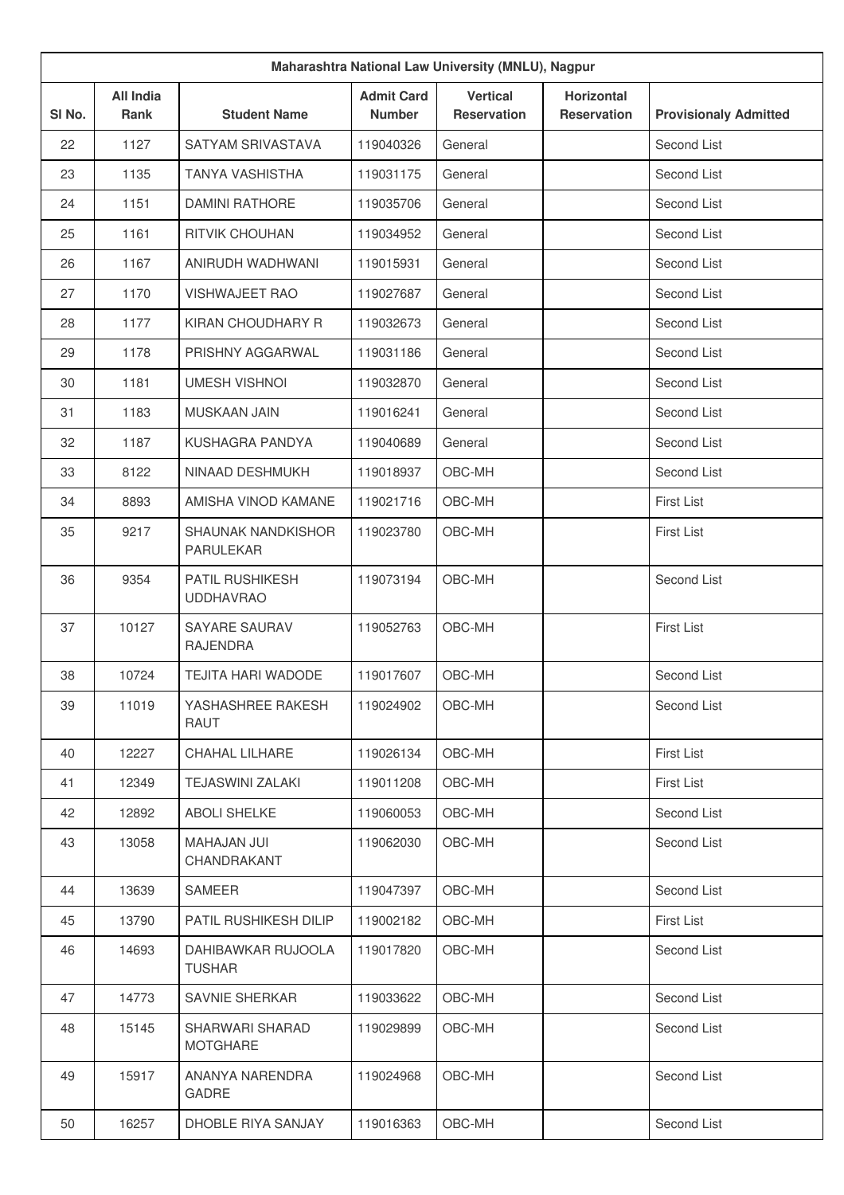| Maharashtra National Law University (MNLU), Nagpur | | | | | | |
|---|---|---|---|---|---|---|
| Sl No. | All India Rank | Student Name | Admit Card Number | Vertical Reservation | Horizontal Reservation | Provisionaly Admitted |
| 22 | 1127 | SATYAM SRIVASTAVA | 119040326 | General | | Second List |
| 23 | 1135 | TANYA VASHISTHA | 119031175 | General | | Second List |
| 24 | 1151 | DAMINI RATHORE | 119035706 | General | | Second List |
| 25 | 1161 | RITVIK CHOUHAN | 119034952 | General | | Second List |
| 26 | 1167 | ANIRUDH WADHWANI | 119015931 | General | | Second List |
| 27 | 1170 | VISHWAJEET RAO | 119027687 | General | | Second List |
| 28 | 1177 | KIRAN CHOUDHARY R | 119032673 | General | | Second List |
| 29 | 1178 | PRISHNY AGGARWAL | 119031186 | General | | Second List |
| 30 | 1181 | UMESH VISHNOI | 119032870 | General | | Second List |
| 31 | 1183 | MUSKAAN JAIN | 119016241 | General | | Second List |
| 32 | 1187 | KUSHAGRA PANDYA | 119040689 | General | | Second List |
| 33 | 8122 | NINAAD DESHMUKH | 119018937 | OBC-MH | | Second List |
| 34 | 8893 | AMISHA VINOD KAMANE | 119021716 | OBC-MH | | First List |
| 35 | 9217 | SHAUNAK NANDKISHOR PARULEKAR | 119023780 | OBC-MH | | First List |
| 36 | 9354 | PATIL RUSHIKESH UDDHAVRAO | 119073194 | OBC-MH | | Second List |
| 37 | 10127 | SAYARE SAURAV RAJENDRA | 119052763 | OBC-MH | | First List |
| 38 | 10724 | TEJITA HARI WADODE | 119017607 | OBC-MH | | Second List |
| 39 | 11019 | YASHASHREE RAKESH RAUT | 119024902 | OBC-MH | | Second List |
| 40 | 12227 | CHAHAL LILHARE | 119026134 | OBC-MH | | First List |
| 41 | 12349 | TEJASWINI ZALAKI | 119011208 | OBC-MH | | First List |
| 42 | 12892 | ABOLI SHELKE | 119060053 | OBC-MH | | Second List |
| 43 | 13058 | MAHAJAN JUI CHANDRAKANT | 119062030 | OBC-MH | | Second List |
| 44 | 13639 | SAMEER | 119047397 | OBC-MH | | Second List |
| 45 | 13790 | PATIL RUSHIKESH DILIP | 119002182 | OBC-MH | | First List |
| 46 | 14693 | DAHIBAWKAR RUJOOLA TUSHAR | 119017820 | OBC-MH | | Second List |
| 47 | 14773 | SAVNIE SHERKAR | 119033622 | OBC-MH | | Second List |
| 48 | 15145 | SHARWARI SHARAD MOTGHARE | 119029899 | OBC-MH | | Second List |
| 49 | 15917 | ANANYA NARENDRA GADRE | 119024968 | OBC-MH | | Second List |
| 50 | 16257 | DHOBLE RIYA SANJAY | 119016363 | OBC-MH | | Second List |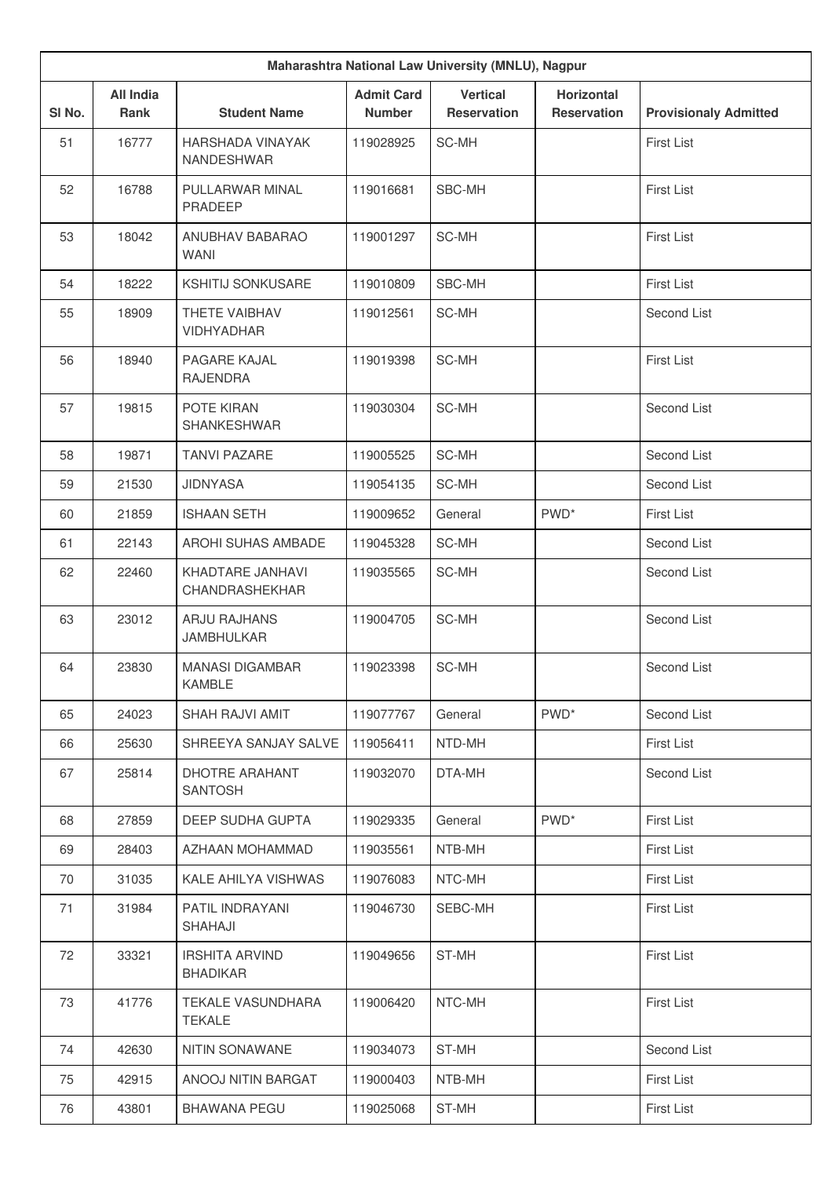| Maharashtra National Law University (MNLU), Nagpur | | | | | | |
|---|---|---|---|---|---|---|
| Sl No. | All India Rank | Student Name | Admit Card Number | Vertical Reservation | Horizontal Reservation | Provisionaly Admitted |
| 51 | 16777 | HARSHADA VINAYAK NANDESHWAR | 119028925 | SC-MH | | First List |
| 52 | 16788 | PULLARWAR MINAL PRADEEP | 119016681 | SBC-MH | | First List |
| 53 | 18042 | ANUBHAV BABARAO WANI | 119001297 | SC-MH | | First List |
| 54 | 18222 | KSHITIJ SONKUSARE | 119010809 | SBC-MH | | First List |
| 55 | 18909 | THETE VAIBHAV VIDHYADHAR | 119012561 | SC-MH | | Second List |
| 56 | 18940 | PAGARE KAJAL RAJENDRA | 119019398 | SC-MH | | First List |
| 57 | 19815 | POTE KIRAN SHANKESHWAR | 119030304 | SC-MH | | Second List |
| 58 | 19871 | TANVI PAZARE | 119005525 | SC-MH | | Second List |
| 59 | 21530 | JIDNYASA | 119054135 | SC-MH | | Second List |
| 60 | 21859 | ISHAAN SETH | 119009652 | General | PWD* | First List |
| 61 | 22143 | AROHI SUHAS AMBADE | 119045328 | SC-MH | | Second List |
| 62 | 22460 | KHADTARE JANHAVI CHANDRASHEKHAR | 119035565 | SC-MH | | Second List |
| 63 | 23012 | ARJU RAJHANS JAMBHULKAR | 119004705 | SC-MH | | Second List |
| 64 | 23830 | MANASI DIGAMBAR KAMBLE | 119023398 | SC-MH | | Second List |
| 65 | 24023 | SHAH RAJVI AMIT | 119077767 | General | PWD* | Second List |
| 66 | 25630 | SHREEYA SANJAY SALVE | 119056411 | NTD-MH | | First List |
| 67 | 25814 | DHOTRE ARAHANT SANTOSH | 119032070 | DTA-MH | | Second List |
| 68 | 27859 | DEEP SUDHA GUPTA | 119029335 | General | PWD* | First List |
| 69 | 28403 | AZHAAN MOHAMMAD | 119035561 | NTB-MH | | First List |
| 70 | 31035 | KALE AHILYA VISHWAS | 119076083 | NTC-MH | | First List |
| 71 | 31984 | PATIL INDRAYANI SHAHAJI | 119046730 | SEBC-MH | | First List |
| 72 | 33321 | IRSHITA ARVIND BHADIKAR | 119049656 | ST-MH | | First List |
| 73 | 41776 | TEKALE VASUNDHARA TEKALE | 119006420 | NTC-MH | | First List |
| 74 | 42630 | NITIN SONAWANE | 119034073 | ST-MH | | Second List |
| 75 | 42915 | ANOOJ NITIN BARGAT | 119000403 | NTB-MH | | First List |
| 76 | 43801 | BHAWANA PEGU | 119025068 | ST-MH | | First List |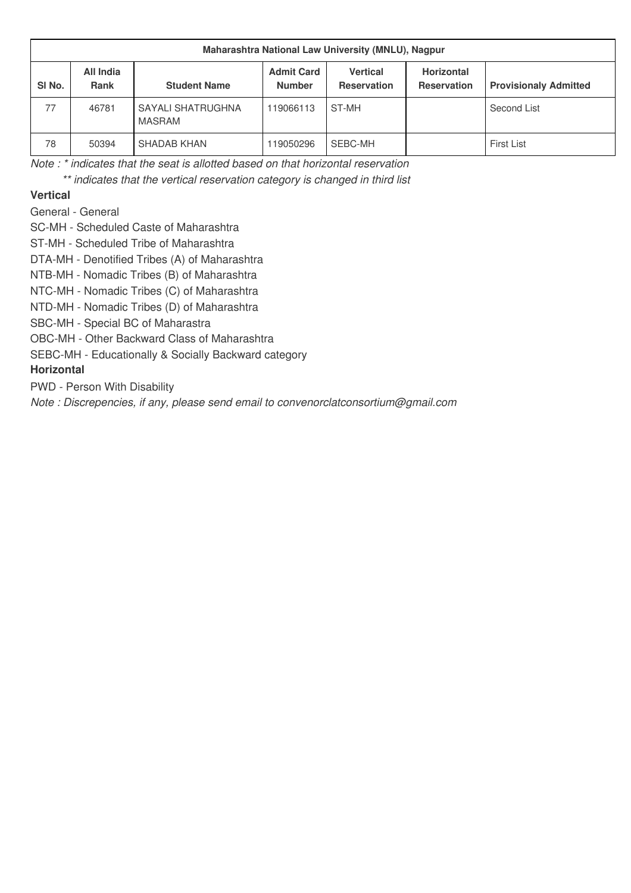| Maharashtra National Law University (MNLU), Nagpur | | | | | | |
|---|---|---|---|---|---|---|
| Sl No. | All India Rank | Student Name | Admit Card Number | Vertical Reservation | Horizontal Reservation | Provisionaly Admitted |
| 77 | 46781 | SAYALI SHATRUGHNA MASRAM | 119066113 | ST-MH | | Second List |
| 78 | 50394 | SHADAB KHAN | 119050296 | SEBC-MH | | First List |

*Note : * indicates that the seat is allotted based on that horizontal reservation*

*** indicates that the vertical reservation category is changed in third list*

**Vertical**

General - General

SC-MH - Scheduled Caste of Maharashtra

ST-MH - Scheduled Tribe of Maharashtra

DTA-MH - Denotified Tribes (A) of Maharashtra

NTB-MH - Nomadic Tribes (B) of Maharashtra

NTC-MH - Nomadic Tribes (C) of Maharashtra

NTD-MH - Nomadic Tribes (D) of Maharashtra

SBC-MH - Special BC of Maharastra

OBC-MH - Other Backward Class of Maharashtra

SEBC-MH - Educationally & Socially Backward category

**Horizontal**

PWD - Person With Disability

*Note : Discrepencies, if any, please send email to convenorclatconsortium@gmail.com*